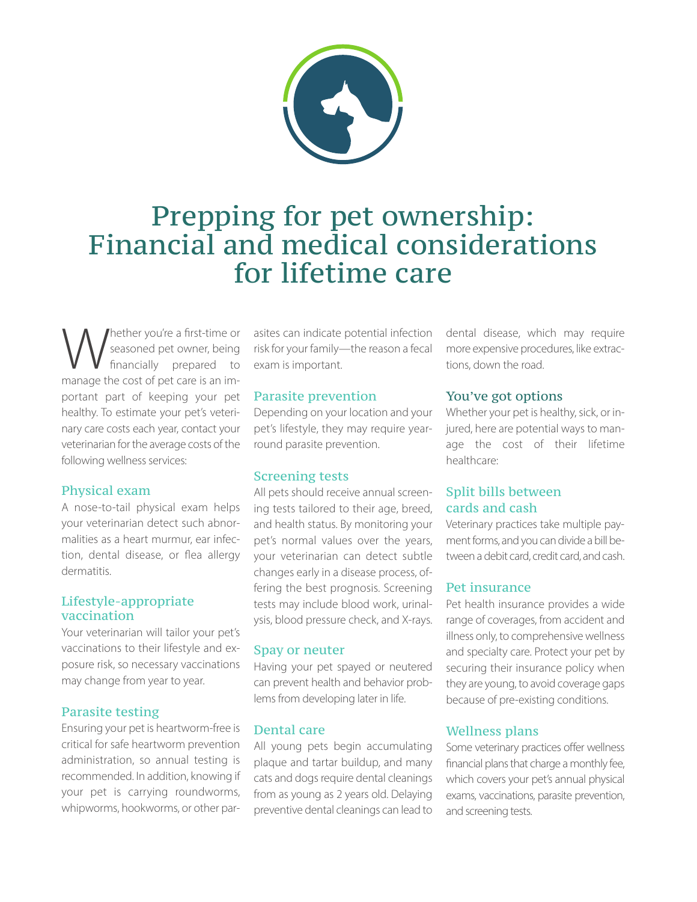# Prepping for pet ownership: Financial and medical considerations for lifetime care

Whether you're a first-time or seasoned pet owner, being financially prepared to manage the cost of pet care is an important part of keeping your pet healthy. To estimate your pet's veterinary care costs each year, contact your veterinarian for the average costs of the following wellness services:

### Physical exam

A nose-to-tail physical exam helps your veterinarian detect such abnormalities as a heart murmur, ear infection, dental disease, or flea allergy dermatitis.

### Lifestyle-appropriate vaccination

Your veterinarian will tailor your pet's vaccinations to their lifestyle and exposure risk, so necessary vaccinations may change from year to year.

### Parasite testing

Ensuring your pet is heartworm-free is critical for safe heartworm prevention administration, so annual testing is recommended. In addition, knowing if your pet is carrying roundworms, whipworms, hookworms, or other parasites can indicate potential infection risk for your family—the reason a fecal exam is important.

### Parasite prevention

Depending on your location and your pet's lifestyle, they may require year-round parasite prevention.

### Screening tests

All pets should receive annual screening tests tailored to their age, breed, and health status. By monitoring your pet's normal values over the years, your veterinarian can detect subtle changes early in a disease process, offering the best prognosis. Screening tests may include blood work, urinalysis, blood pressure check, and X-rays.

### Spay or neuter

Having your pet spayed or neutered can prevent health and behavior problems from developing later in life.

### Dental care

All young pets begin accumulating plaque and tartar buildup, and many cats and dogs require dental cleanings from as young as 2 years old. Delaying preventive dental cleanings can lead to dental disease, which may require more expensive procedures, like extractions, down the road.

## You've got options

Whether your pet is healthy, sick, or injured, here are potential ways to manage the cost of their lifetime healthcare:

### Split bills between cards and cash

Veterinary practices take multiple payment forms, and you can divide a bill between a debit card, credit card, and cash.

### Pet insurance

Pet health insurance provides a wide range of coverages, from accident and illness only, to comprehensive wellness and specialty care. Protect your pet by securing their insurance policy when they are young, to avoid coverage gaps because of pre-existing conditions.

### Wellness plans

Some veterinary practices offer wellness financial plans that charge a monthly fee, which covers your pet's annual physical exams, vaccinations, parasite prevention, and screening tests.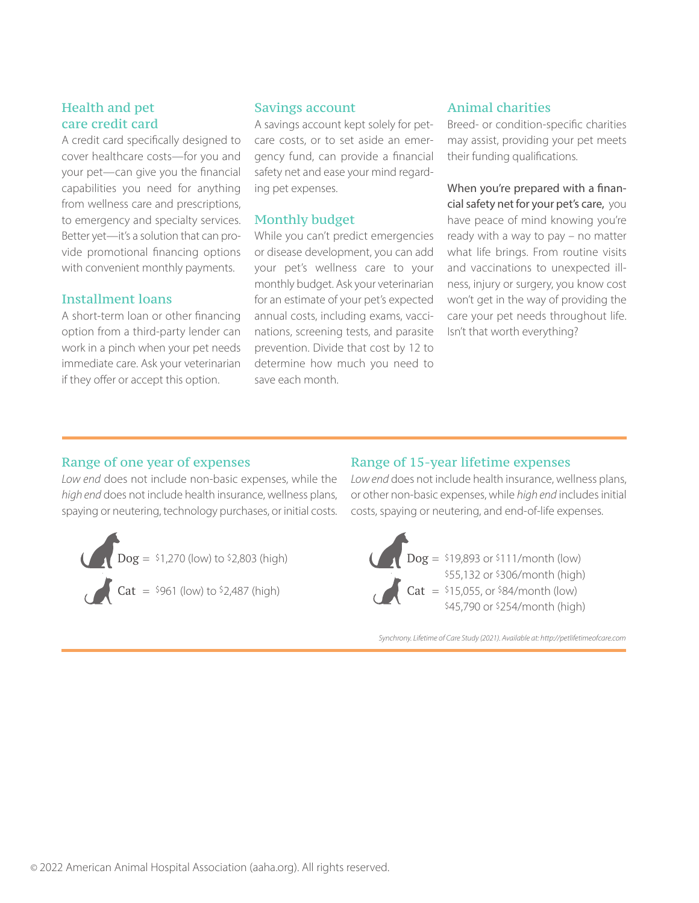### Health and pet care credit card

A credit card specifically designed to cover healthcare costs—for you and your pet—can give you the financial capabilities you need for anything from wellness care and prescriptions, to emergency and specialty services. Better yet—it's a solution that can provide promotional financing options with convenient monthly payments.

### Installment loans

A short-term loan or other financing option from a third-party lender can work in a pinch when your pet needs immediate care. Ask your veterinarian if they offer or accept this option.

### Savings account

A savings account kept solely for pet-care costs, or to set aside an emergency fund, can provide a financial safety net and ease your mind regarding pet expenses.

### Monthly budget

While you can't predict emergencies or disease development, you can add your pet's wellness care to your monthly budget. Ask your veterinarian for an estimate of your pet's expected annual costs, including exams, vaccinations, screening tests, and parasite prevention. Divide that cost by 12 to determine how much you need to save each month.

### Animal charities

Breed- or condition-specific charities may assist, providing your pet meets their funding qualifications.

When you're prepared with a financial safety net for your pet's care, you have peace of mind knowing you're ready with a way to pay – no matter what life brings. From routine visits and vaccinations to unexpected illness, injury or surgery, you know cost won't get in the way of providing the care your pet needs throughout life. Isn't that worth everything?

### Range of one year of expenses

*Low end* does not include non-basic expenses, while the *high end* does not include health insurance, wellness plans, spaying or neutering, technology purchases, or initial costs.

**Dog** = $1,270 (low) to $2,803 (high)

**Cat** = $961 (low) to $2,487 (high)

### Range of 15-year lifetime expenses

*Low end* does not include health insurance, wellness plans, or other non-basic expenses, while *high end* includes initial costs, spaying or neutering, and end-of-life expenses.

**Dog** = $19,893 or $111/month (low)
$55,132 or $306/month (high)

**Cat** = $15,055, or $84/month (low)
$45,790 or $254/month (high)

*Synchrony. Lifetime of Care Study (2021). Available at: http://petlifetimeofcare.com*

© 2022 American Animal Hospital Association (aaha.org). All rights reserved.